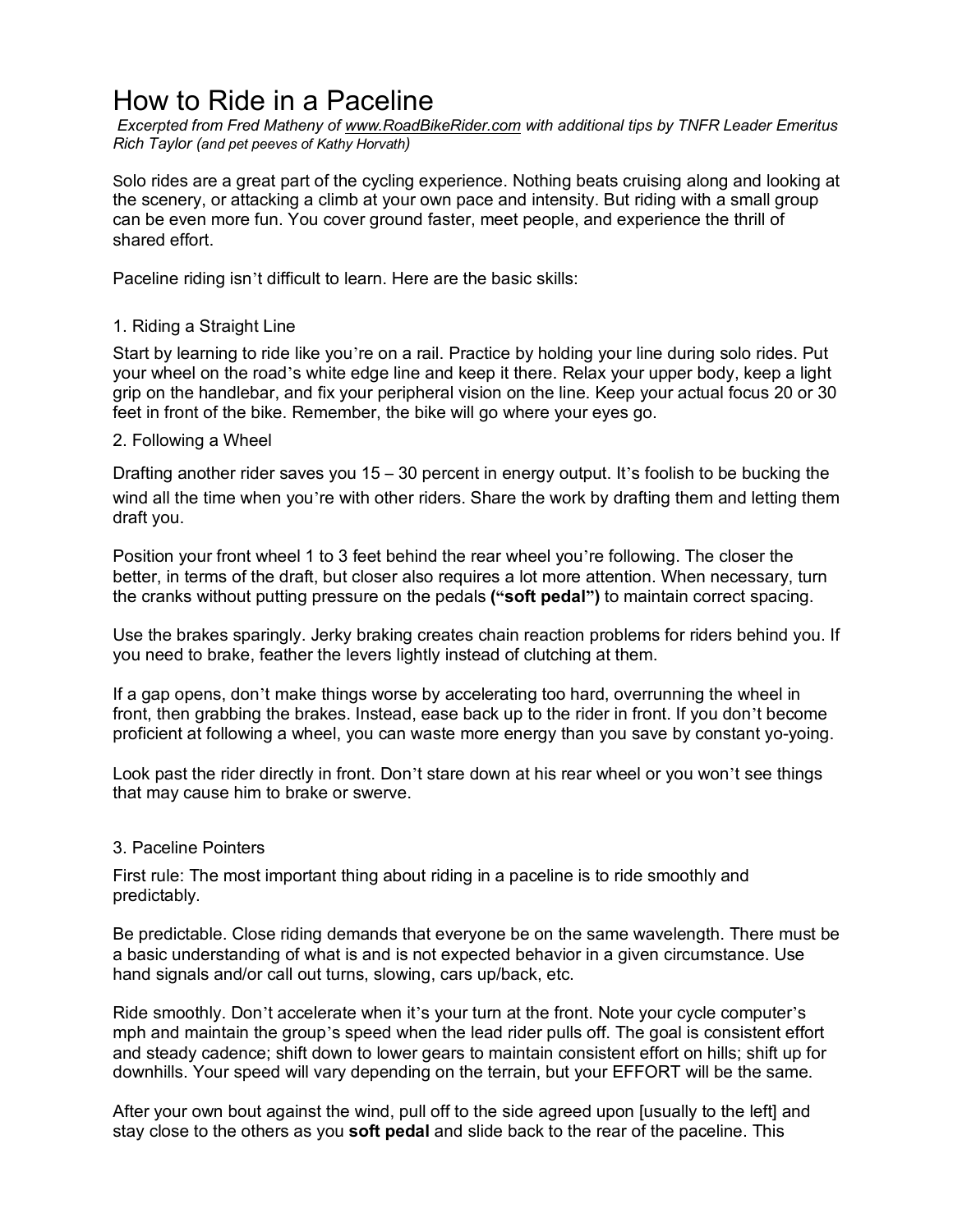# How to Ride in a Paceline

*Excerpted from Fred Matheny of www.RoadBikeRider.com with additional tips by TNFR Leader Emeritus Rich Taylor (and pet peeves of Kathy Horvath)*

Solo rides are a great part of the cycling experience. Nothing beats cruising along and looking at the scenery, or attacking a climb at your own pace and intensity. But riding with a small group can be even more fun. You cover ground faster, meet people, and experience the thrill of shared effort.

Paceline riding isn't difficult to learn. Here are the basic skills:

## 1. Riding a Straight Line

Start by learning to ride like you're on a rail. Practice by holding your line during solo rides. Put your wheel on the road's white edge line and keep it there. Relax your upper body, keep a light grip on the handlebar, and fix your peripheral vision on the line. Keep your actual focus 20 or 30 feet in front of the bike. Remember, the bike will go where your eyes go.

## 2. Following a Wheel

Drafting another rider saves you 15 – 30 percent in energy output. It's foolish to be bucking the wind all the time when you're with other riders. Share the work by drafting them and letting them draft you.

Position your front wheel 1 to 3 feet behind the rear wheel you're following. The closer the better, in terms of the draft, but closer also requires a lot more attention. When necessary, turn the cranks without putting pressure on the pedals **("soft pedal")** to maintain correct spacing.

Use the brakes sparingly. Jerky braking creates chain reaction problems for riders behind you. If you need to brake, feather the levers lightly instead of clutching at them.

If a gap opens, don't make things worse by accelerating too hard, overrunning the wheel in front, then grabbing the brakes. Instead, ease back up to the rider in front. If you don't become proficient at following a wheel, you can waste more energy than you save by constant yo-yoing.

Look past the rider directly in front. Don't stare down at his rear wheel or you won't see things that may cause him to brake or swerve.

## 3. Paceline Pointers

First rule: The most important thing about riding in a paceline is to ride smoothly and predictably.

Be predictable. Close riding demands that everyone be on the same wavelength. There must be a basic understanding of what is and is not expected behavior in a given circumstance. Use hand signals and/or call out turns, slowing, cars up/back, etc.

Ride smoothly. Don't accelerate when it's your turn at the front. Note your cycle computer's mph and maintain the group's speed when the lead rider pulls off. The goal is consistent effort and steady cadence; shift down to lower gears to maintain consistent effort on hills; shift up for downhills. Your speed will vary depending on the terrain, but your EFFORT will be the same.

After your own bout against the wind, pull off to the side agreed upon [usually to the left] and stay close to the others as you **soft pedal** and slide back to the rear of the paceline. This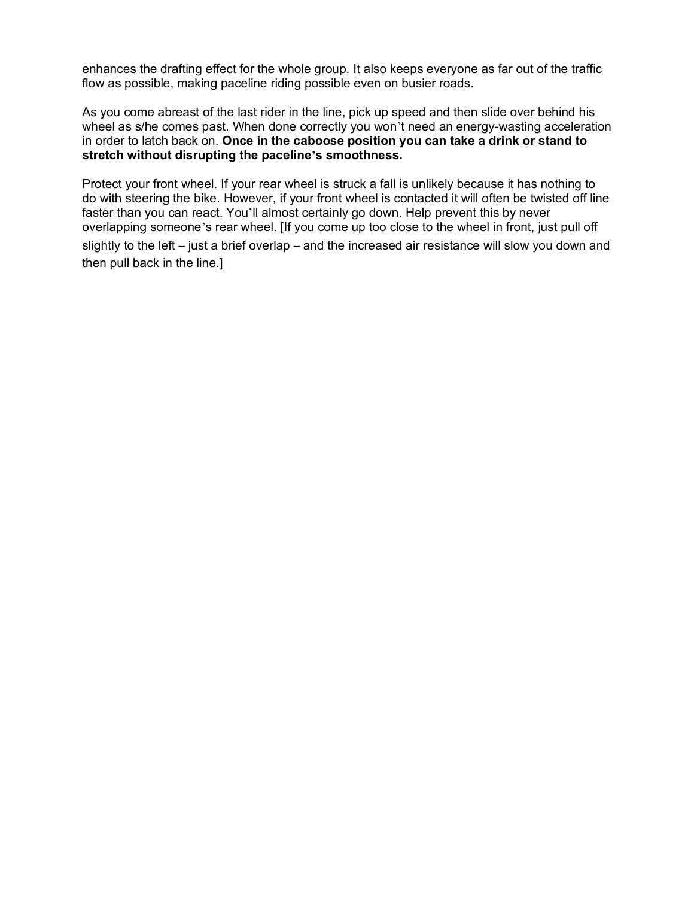enhances the drafting effect for the whole group. It also keeps everyone as far out of the traffic flow as possible, making paceline riding possible even on busier roads.

As you come abreast of the last rider in the line, pick up speed and then slide over behind his wheel as s/he comes past. When done correctly you won't need an energy-wasting acceleration in order to latch back on. **Once in the caboose position you can take a drink or stand to stretch without disrupting the paceline's smoothness.**

Protect your front wheel. If your rear wheel is struck a fall is unlikely because it has nothing to do with steering the bike. However, if your front wheel is contacted it will often be twisted off line faster than you can react. You'll almost certainly go down. Help prevent this by never overlapping someone's rear wheel. [If you come up too close to the wheel in front, just pull off slightly to the left – just a brief overlap – and the increased air resistance will slow you down and then pull back in the line.]